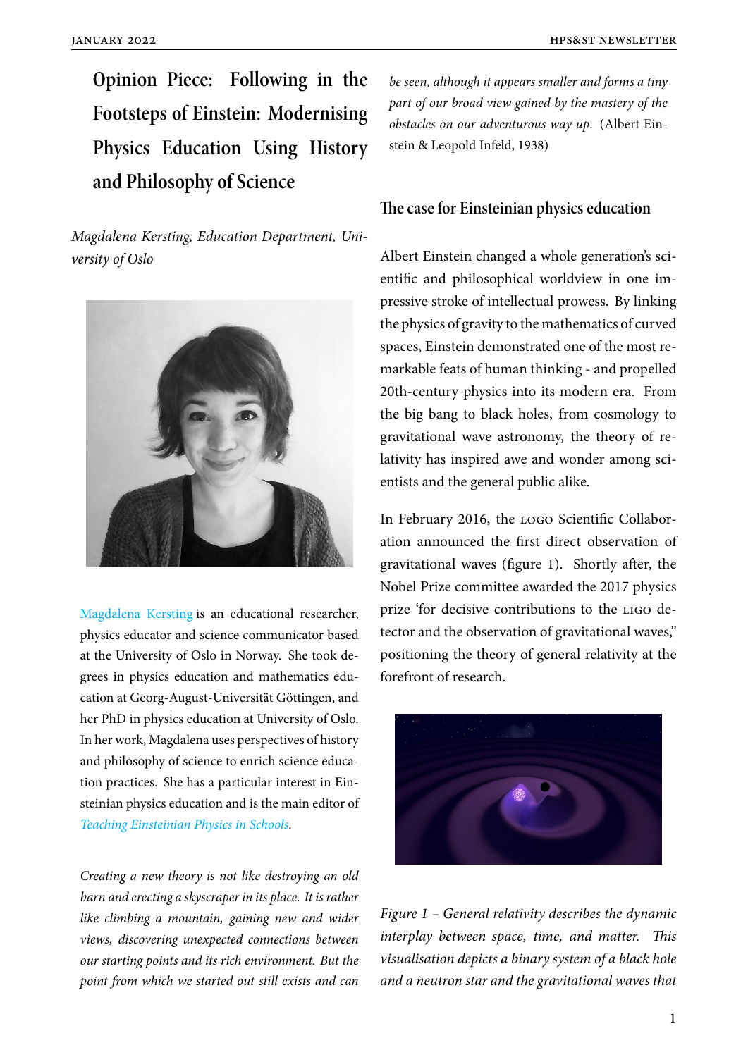# Opinion Piece: Following in the Footsteps of Einstein: Modernising Physics Education Using History and Philosophy of Science

*Magdalena Kersting, Education Department, University of Oslo*

Magdalena Kersting is an educational researcher, physics educator and science communicator based at the University of Oslo in Norway. She took degrees in physics education and mathematics education at Georg-August-Universität Göttingen, and her PhD in physics education at University of Oslo. In her work, Magdalena uses perspectives of history and philosophy of science to enrich science education practices. She has a particular interest in Einsteinian physics education and is the main editor of *Teaching Einsteinian Physics in Schools*.

*Creating a new theory is not like destroying an old barn and erecting a skyscraper in its place. It is rather like climbing a mountain, gaining new and wider views, discovering unexpected connections between our starting points and its rich environment. But the point from which we started out still exists and can be seen, although it appears smaller and forms a tiny part of our broad view gained by the mastery of the obstacles on our adventurous way up*. (Albert Einstein & Leopold Infeld, 1938)

## The case for Einsteinian physics education

Albert Einstein changed a whole generation's scientific and philosophical worldview in one impressive stroke of intellectual prowess. By linking the physics of gravity to the mathematics of curved spaces, Einstein demonstrated one of the most remarkable feats of human thinking - and propelled 20th-century physics into its modern era. From the big bang to black holes, from cosmology to gravitational wave astronomy, the theory of relativity has inspired awe and wonder among scientists and the general public alike.

In February 2016, the LOGO Scientific Collaboration announced the first direct observation of gravitational waves (figure 1). Shortly after, the Nobel Prize committee awarded the 2017 physics prize 'for decisive contributions to the LIGO detector and the observation of gravitational waves," positioning the theory of general relativity at the forefront of research.

*Figure 1 – General relativity describes the dynamic interplay between space, time, and matter. This visualisation depicts a binary system of a black hole and a neutron star and the gravitational waves that*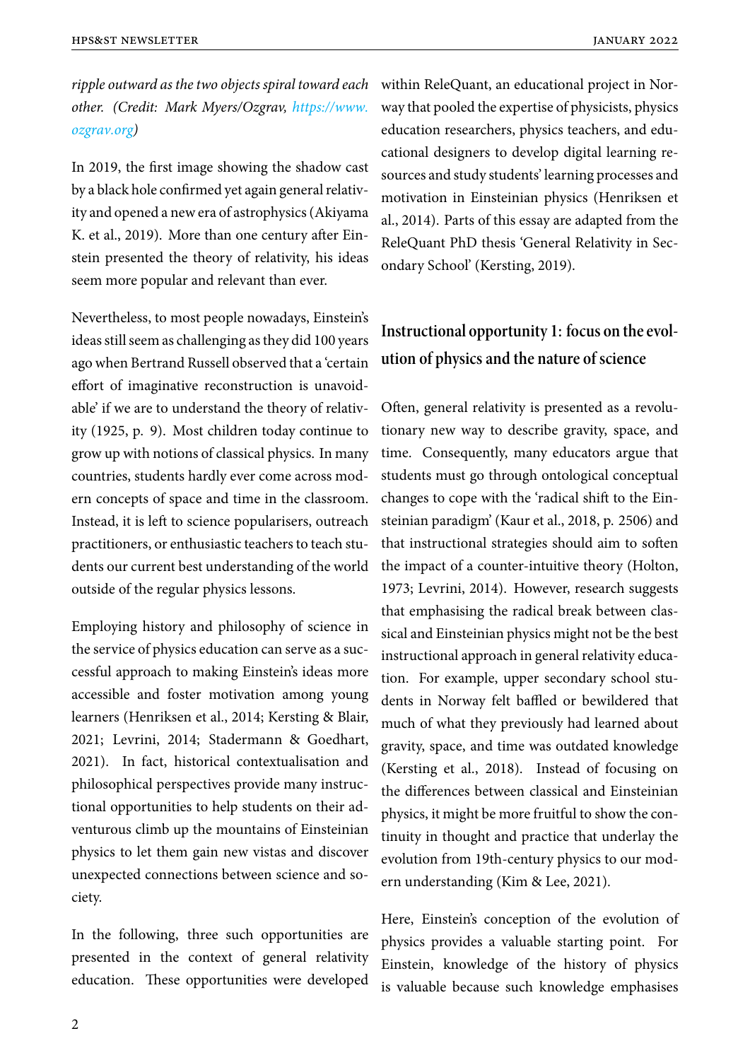*ripple outward as the two objects spiral toward each other. (Credit: Mark Myers/Ozgrav, https://www.ozgrav.org)*

In 2019, the first image showing the shadow cast by a black hole confirmed yet again general relativity and opened a new era of astrophysics (Akiyama K. et al., 2019). More than one century after Einstein presented the theory of relativity, his ideas seem more popular and relevant than ever.

Nevertheless, to most people nowadays, Einstein's ideas still seem as challenging as they did 100 years ago when Bertrand Russell observed that a 'certain effort of imaginative reconstruction is unavoidable' if we are to understand the theory of relativity (1925, p. 9). Most children today continue to grow up with notions of classical physics. In many countries, students hardly ever come across modern concepts of space and time in the classroom. Instead, it is left to science popularisers, outreach practitioners, or enthusiastic teachers to teach students our current best understanding of the world outside of the regular physics lessons.

Employing history and philosophy of science in the service of physics education can serve as a successful approach to making Einstein's ideas more accessible and foster motivation among young learners (Henriksen et al., 2014; Kersting & Blair, 2021; Levrini, 2014; Stadermann & Goedhart, 2021). In fact, historical contextualisation and philosophical perspectives provide many instructional opportunities to help students on their adventurous climb up the mountains of Einsteinian physics to let them gain new vistas and discover unexpected connections between science and society.

In the following, three such opportunities are presented in the context of general relativity education. These opportunities were developed within ReleQuant, an educational project in Norway that pooled the expertise of physicists, physics education researchers, physics teachers, and educational designers to develop digital learning resources and study students' learning processes and motivation in Einsteinian physics (Henriksen et al., 2014). Parts of this essay are adapted from the ReleQuant PhD thesis 'General Relativity in Secondary School' (Kersting, 2019).

## Instructional opportunity 1: focus on the evolution of physics and the nature of science

Often, general relativity is presented as a revolutionary new way to describe gravity, space, and time. Consequently, many educators argue that students must go through ontological conceptual changes to cope with the 'radical shift to the Einsteinian paradigm' (Kaur et al., 2018, p. 2506) and that instructional strategies should aim to soften the impact of a counter-intuitive theory (Holton, 1973; Levrini, 2014). However, research suggests that emphasising the radical break between classical and Einsteinian physics might not be the best instructional approach in general relativity education. For example, upper secondary school students in Norway felt baffled or bewildered that much of what they previously had learned about gravity, space, and time was outdated knowledge (Kersting et al., 2018). Instead of focusing on the differences between classical and Einsteinian physics, it might be more fruitful to show the continuity in thought and practice that underlay the evolution from 19th-century physics to our modern understanding (Kim & Lee, 2021).

Here, Einstein's conception of the evolution of physics provides a valuable starting point. For Einstein, knowledge of the history of physics is valuable because such knowledge emphasises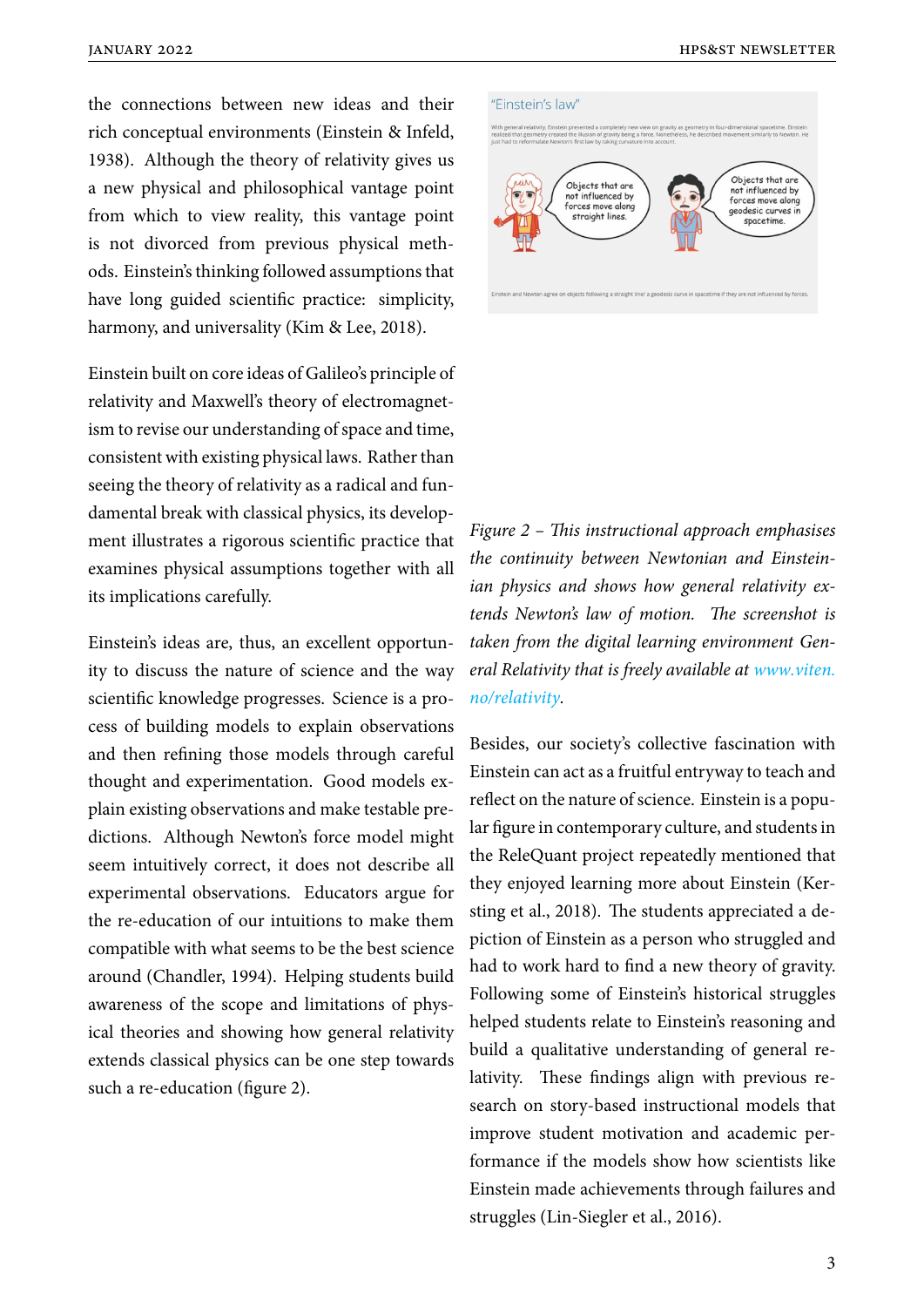the connections between new ideas and their rich conceptual environments (Einstein & Infeld, 1938). Although the theory of relativity gives us a new physical and philosophical vantage point from which to view reality, this vantage point is not divorced from previous physical methods. Einstein's thinking followed assumptions that have long guided scientific practice: simplicity, harmony, and universality (Kim & Lee, 2018).

Einstein built on core ideas of Galileo's principle of relativity and Maxwell's theory of electromagnetism to revise our understanding of space and time, consistent with existing physical laws. Rather than seeing the theory of relativity as a radical and fundamental break with classical physics, its development illustrates a rigorous scientific practice that examines physical assumptions together with all its implications carefully.

Einstein's ideas are, thus, an excellent opportunity to discuss the nature of science and the way scientific knowledge progresses. Science is a process of building models to explain observations and then refining those models through careful thought and experimentation. Good models explain existing observations and make testable predictions. Although Newton's force model might seem intuitively correct, it does not describe all experimental observations. Educators argue for the re-education of our intuitions to make them compatible with what seems to be the best science around (Chandler, 1994). Helping students build awareness of the scope and limitations of physical theories and showing how general relativity extends classical physics can be one step towards such a re-education (figure 2).

*Figure 2 – This instructional approach emphasises the continuity between Newtonian and Einsteinian physics and shows how general relativity extends Newton's law of motion. The screenshot is taken from the digital learning environment General Relativity that is freely available at [www.viten.no/relativity](www.viten.no/relativity).*

Besides, our society's collective fascination with Einstein can act as a fruitful entryway to teach and reflect on the nature of science. Einstein is a popular figure in contemporary culture, and students in the ReleQuant project repeatedly mentioned that they enjoyed learning more about Einstein (Kersting et al., 2018). The students appreciated a depiction of Einstein as a person who struggled and had to work hard to find a new theory of gravity. Following some of Einstein's historical struggles helped students relate to Einstein's reasoning and build a qualitative understanding of general relativity. These findings align with previous research on story-based instructional models that improve student motivation and academic performance if the models show how scientists like Einstein made achievements through failures and struggles (Lin-Siegler et al., 2016).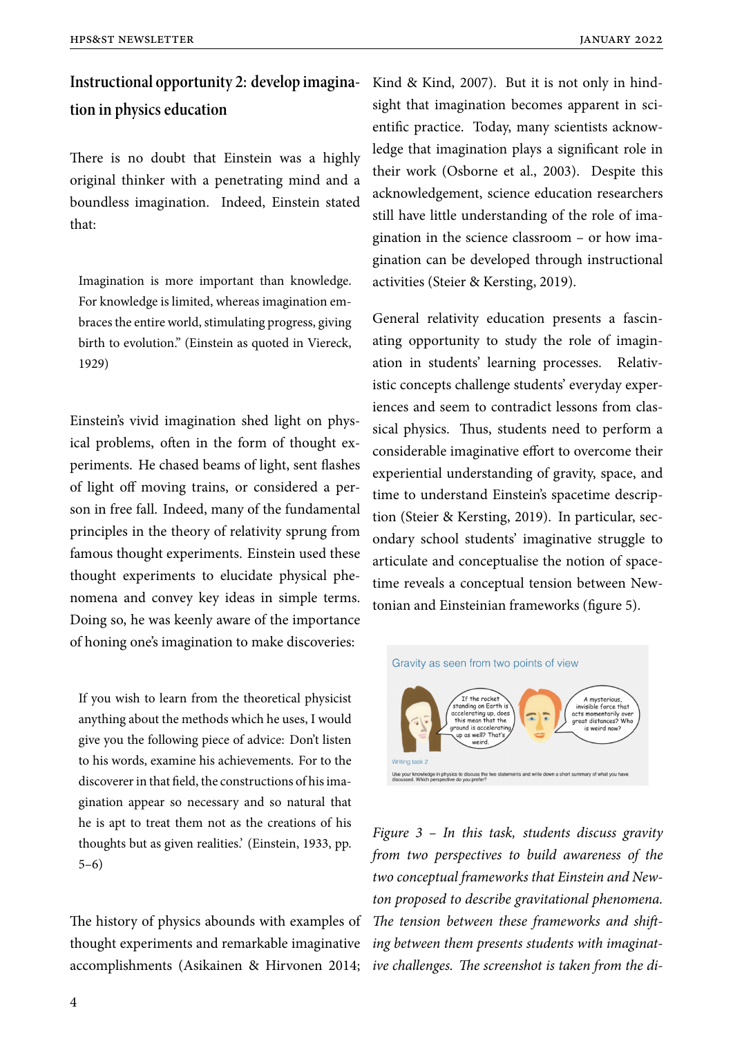## Instructional opportunity 2: develop imagination in physics education

There is no doubt that Einstein was a highly original thinker with a penetrating mind and a boundless imagination. Indeed, Einstein stated that:

> Imagination is more important than knowledge. For knowledge is limited, whereas imagination embraces the entire world, stimulating progress, giving birth to evolution." (Einstein as quoted in Viereck, 1929)

Einstein's vivid imagination shed light on physical problems, often in the form of thought experiments. He chased beams of light, sent flashes of light off moving trains, or considered a person in free fall. Indeed, many of the fundamental principles in the theory of relativity sprung from famous thought experiments. Einstein used these thought experiments to elucidate physical phenomena and convey key ideas in simple terms. Doing so, he was keenly aware of the importance of honing one's imagination to make discoveries:

> If you wish to learn from the theoretical physicist anything about the methods which he uses, I would give you the following piece of advice: Don't listen to his words, examine his achievements. For to the discoverer in that field, the constructions of his imagination appear so necessary and so natural that he is apt to treat them not as the creations of his thoughts but as given realities.' (Einstein, 1933, pp. 5–6)

The history of physics abounds with examples of thought experiments and remarkable imaginative accomplishments (Asikainen & Hirvonen 2014; Kind & Kind, 2007). But it is not only in hindsight that imagination becomes apparent in scientific practice. Today, many scientists acknowledge that imagination plays a significant role in their work (Osborne et al., 2003). Despite this acknowledgement, science education researchers still have little understanding of the role of imagination in the science classroom – or how imagination can be developed through instructional activities (Steier & Kersting, 2019).

General relativity education presents a fascinating opportunity to study the role of imagination in students' learning processes. Relativistic concepts challenge students' everyday experiences and seem to contradict lessons from classical physics. Thus, students need to perform a considerable imaginative effort to overcome their experiential understanding of gravity, space, and time to understand Einstein's spacetime description (Steier & Kersting, 2019). In particular, secondary school students' imaginative struggle to articulate and conceptualise the notion of spacetime reveals a conceptual tension between Newtonian and Einsteinian frameworks (figure 5).

*Figure 3 – In this task, students discuss gravity from two perspectives to build awareness of the two conceptual frameworks that Einstein and Newton proposed to describe gravitational phenomena. The tension between these frameworks and shifting between them presents students with imaginative challenges. The screenshot is taken from the di-*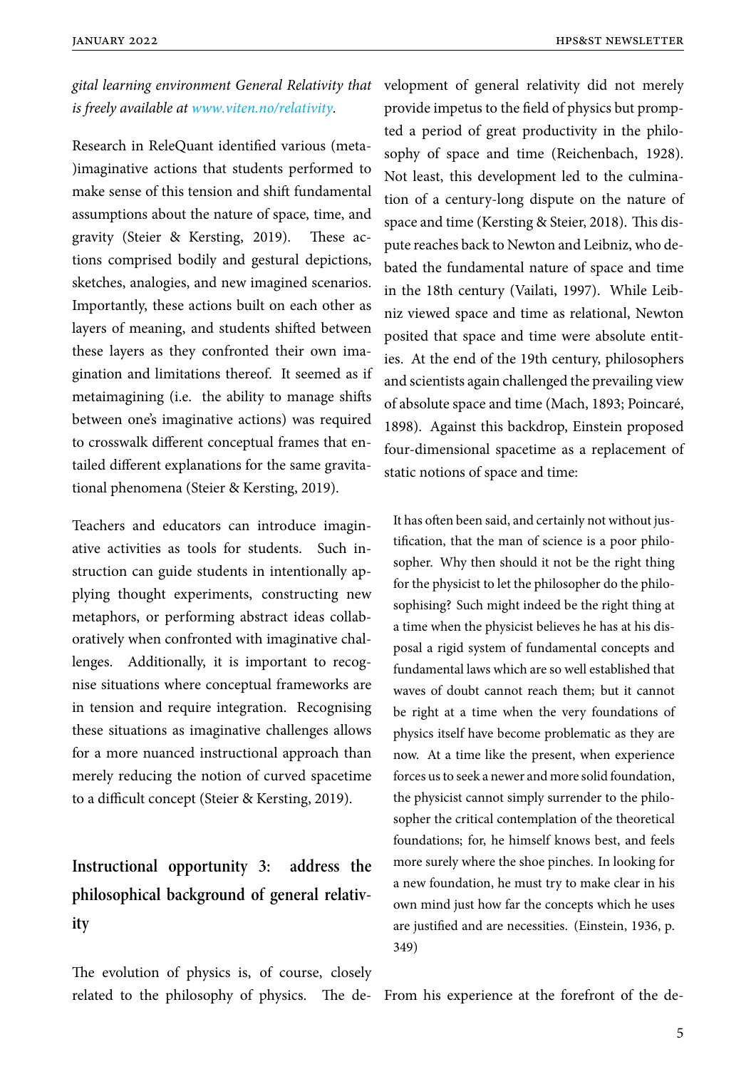*gital learning environment General Relativity that is freely available at www.viten.no/relativity.*

Research in ReleQuant identified various (meta-)imaginative actions that students performed to make sense of this tension and shift fundamental assumptions about the nature of space, time, and gravity (Steier & Kersting, 2019). These actions comprised bodily and gestural depictions, sketches, analogies, and new imagined scenarios. Importantly, these actions built on each other as layers of meaning, and students shifted between these layers as they confronted their own imagination and limitations thereof. It seemed as if metaimagining (i.e. the ability to manage shifts between one's imaginative actions) was required to crosswalk different conceptual frames that entailed different explanations for the same gravitational phenomena (Steier & Kersting, 2019).

Teachers and educators can introduce imaginative activities as tools for students. Such instruction can guide students in intentionally applying thought experiments, constructing new metaphors, or performing abstract ideas collaboratively when confronted with imaginative challenges. Additionally, it is important to recognise situations where conceptual frameworks are in tension and require integration. Recognising these situations as imaginative challenges allows for a more nuanced instructional approach than merely reducing the notion of curved spacetime to a difficult concept (Steier & Kersting, 2019).

## Instructional opportunity 3: address the philosophical background of general relativity

The evolution of physics is, of course, closely related to the philosophy of physics. The development of general relativity did not merely provide impetus to the field of physics but prompted a period of great productivity in the philosophy of space and time (Reichenbach, 1928). Not least, this development led to the culmination of a century-long dispute on the nature of space and time (Kersting & Steier, 2018). This dispute reaches back to Newton and Leibniz, who debated the fundamental nature of space and time in the 18th century (Vailati, 1997). While Leibniz viewed space and time as relational, Newton posited that space and time were absolute entities. At the end of the 19th century, philosophers and scientists again challenged the prevailing view of absolute space and time (Mach, 1893; Poincaré, 1898). Against this backdrop, Einstein proposed four-dimensional spacetime as a replacement of static notions of space and time:

> It has often been said, and certainly not without justification, that the man of science is a poor philosopher. Why then should it not be the right thing for the physicist to let the philosopher do the philosophising? Such might indeed be the right thing at a time when the physicist believes he has at his disposal a rigid system of fundamental concepts and fundamental laws which are so well established that waves of doubt cannot reach them; but it cannot be right at a time when the very foundations of physics itself have become problematic as they are now. At a time like the present, when experience forces us to seek a newer and more solid foundation, the physicist cannot simply surrender to the philosopher the critical contemplation of the theoretical foundations; for, he himself knows best, and feels more surely where the shoe pinches. In looking for a new foundation, he must try to make clear in his own mind just how far the concepts which he uses are justified and are necessities. (Einstein, 1936, p. 349)

From his experience at the forefront of the de-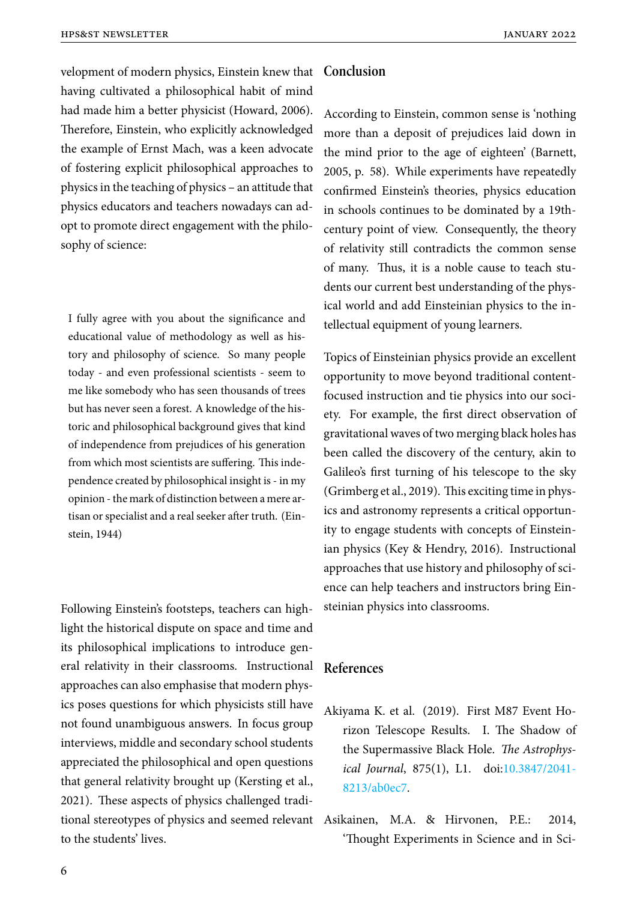velopment of modern physics, Einstein knew that having cultivated a philosophical habit of mind had made him a better physicist (Howard, 2006). Therefore, Einstein, who explicitly acknowledged the example of Ernst Mach, was a keen advocate of fostering explicit philosophical approaches to physics in the teaching of physics – an attitude that physics educators and teachers nowadays can adopt to promote direct engagement with the philosophy of science:

> I fully agree with you about the significance and educational value of methodology as well as history and philosophy of science. So many people today - and even professional scientists - seem to me like somebody who has seen thousands of trees but has never seen a forest. A knowledge of the historic and philosophical background gives that kind of independence from prejudices of his generation from which most scientists are suffering. This independence created by philosophical insight is - in my opinion - the mark of distinction between a mere artisan or specialist and a real seeker after truth. (Einstein, 1944)

Following Einstein's footsteps, teachers can highlight the historical dispute on space and time and its philosophical implications to introduce general relativity in their classrooms. Instructional approaches can also emphasise that modern physics poses questions for which physicists still have not found unambiguous answers. In focus group interviews, middle and secondary school students appreciated the philosophical and open questions that general relativity brought up (Kersting et al., 2021). These aspects of physics challenged traditional stereotypes of physics and seemed relevant to the students' lives.

## Conclusion

According to Einstein, common sense is 'nothing more than a deposit of prejudices laid down in the mind prior to the age of eighteen' (Barnett, 2005, p. 58). While experiments have repeatedly confirmed Einstein's theories, physics education in schools continues to be dominated by a 19th-century point of view. Consequently, the theory of relativity still contradicts the common sense of many. Thus, it is a noble cause to teach students our current best understanding of the physical world and add Einsteinian physics to the intellectual equipment of young learners.

Topics of Einsteinian physics provide an excellent opportunity to move beyond traditional content-focused instruction and tie physics into our society. For example, the first direct observation of gravitational waves of two merging black holes has been called the discovery of the century, akin to Galileo's first turning of his telescope to the sky (Grimberg et al., 2019). This exciting time in physics and astronomy represents a critical opportunity to engage students with concepts of Einsteinian physics (Key & Hendry, 2016). Instructional approaches that use history and philosophy of science can help teachers and instructors bring Einsteinian physics into classrooms.

## References

Akiyama K. et al. (2019). First M87 Event Horizon Telescope Results. I. The Shadow of the Supermassive Black Hole. *The Astrophysical Journal*, 875(1), L1. doi:10.3847/2041-8213/ab0ec7.

Asikainen, M.A. & Hirvonen, P.E.: 2014, 'Thought Experiments in Science and in Sci-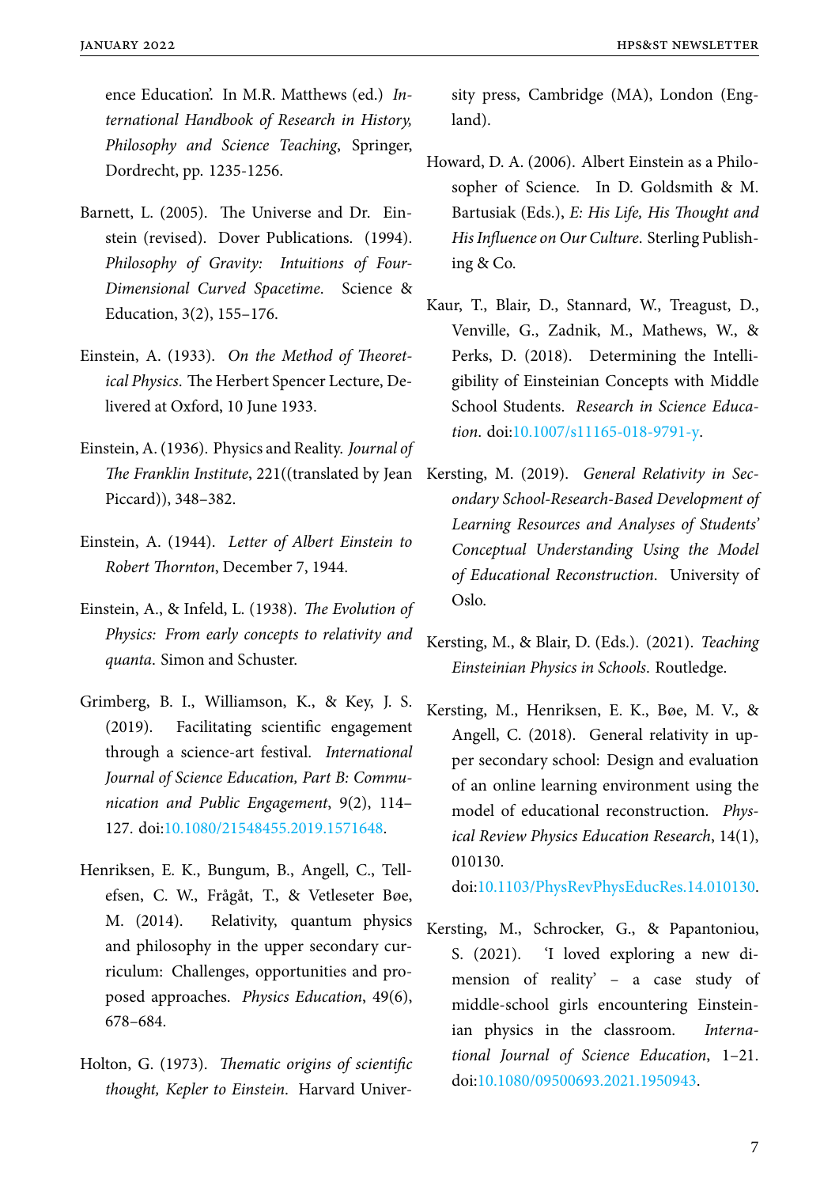ence Education'. In M.R. Matthews (ed.) *International Handbook of Research in History, Philosophy and Science Teaching*, Springer, Dordrecht, pp. 1235-1256.

Barnett, L. (2005). The Universe and Dr. Einstein (revised). Dover Publications. (1994). *Philosophy of Gravity: Intuitions of Four-Dimensional Curved Spacetime*. Science & Education, 3(2), 155–176.

Einstein, A. (1933). *On the Method of Theoretical Physics*. The Herbert Spencer Lecture, Delivered at Oxford, 10 June 1933.

Einstein, A. (1936). Physics and Reality. *Journal of The Franklin Institute*, 221((translated by Jean Piccard)), 348–382.

Einstein, A. (1944). *Letter of Albert Einstein to Robert Thornton*, December 7, 1944.

Einstein, A., & Infeld, L. (1938). *The Evolution of Physics: From early concepts to relativity and quanta*. Simon and Schuster.

Grimberg, B. I., Williamson, K., & Key, J. S. (2019). Facilitating scientific engagement through a science-art festival. *International Journal of Science Education, Part B: Communication and Public Engagement*, 9(2), 114–127. doi:10.1080/21548455.2019.1571648.

Henriksen, E. K., Bungum, B., Angell, C., Tellefsen, C. W., Frågåt, T., & Vetleseter Bøe, M. (2014). Relativity, quantum physics and philosophy in the upper secondary curriculum: Challenges, opportunities and proposed approaches. *Physics Education*, 49(6), 678–684.

Holton, G. (1973). *Thematic origins of scientific thought, Kepler to Einstein*. Harvard University press, Cambridge (MA), London (England).

Howard, D. A. (2006). Albert Einstein as a Philosopher of Science. In D. Goldsmith & M. Bartusiak (Eds.), *E: His Life, His Thought and His Influence on Our Culture*. Sterling Publishing & Co.

Kaur, T., Blair, D., Stannard, W., Treagust, D., Venville, G., Zadnik, M., Mathews, W., & Perks, D. (2018). Determining the Intelligibility of Einsteinian Concepts with Middle School Students. *Research in Science Education*. doi:10.1007/s11165-018-9791-y.

Kersting, M. (2019). *General Relativity in Secondary School-Research-Based Development of Learning Resources and Analyses of Students' Conceptual Understanding Using the Model of Educational Reconstruction*. University of Oslo.

Kersting, M., & Blair, D. (Eds.). (2021). *Teaching Einsteinian Physics in Schools*. Routledge.

Kersting, M., Henriksen, E. K., Bøe, M. V., & Angell, C. (2018). General relativity in upper secondary school: Design and evaluation of an online learning environment using the model of educational reconstruction. *Physical Review Physics Education Research*, 14(1), 010130. doi:10.1103/PhysRevPhysEducRes.14.010130.

Kersting, M., Schrocker, G., & Papantoniou, S. (2021). 'I loved exploring a new dimension of reality' – a case study of middle-school girls encountering Einsteinian physics in the classroom. *International Journal of Science Education*, 1–21. doi:10.1080/09500693.2021.1950943.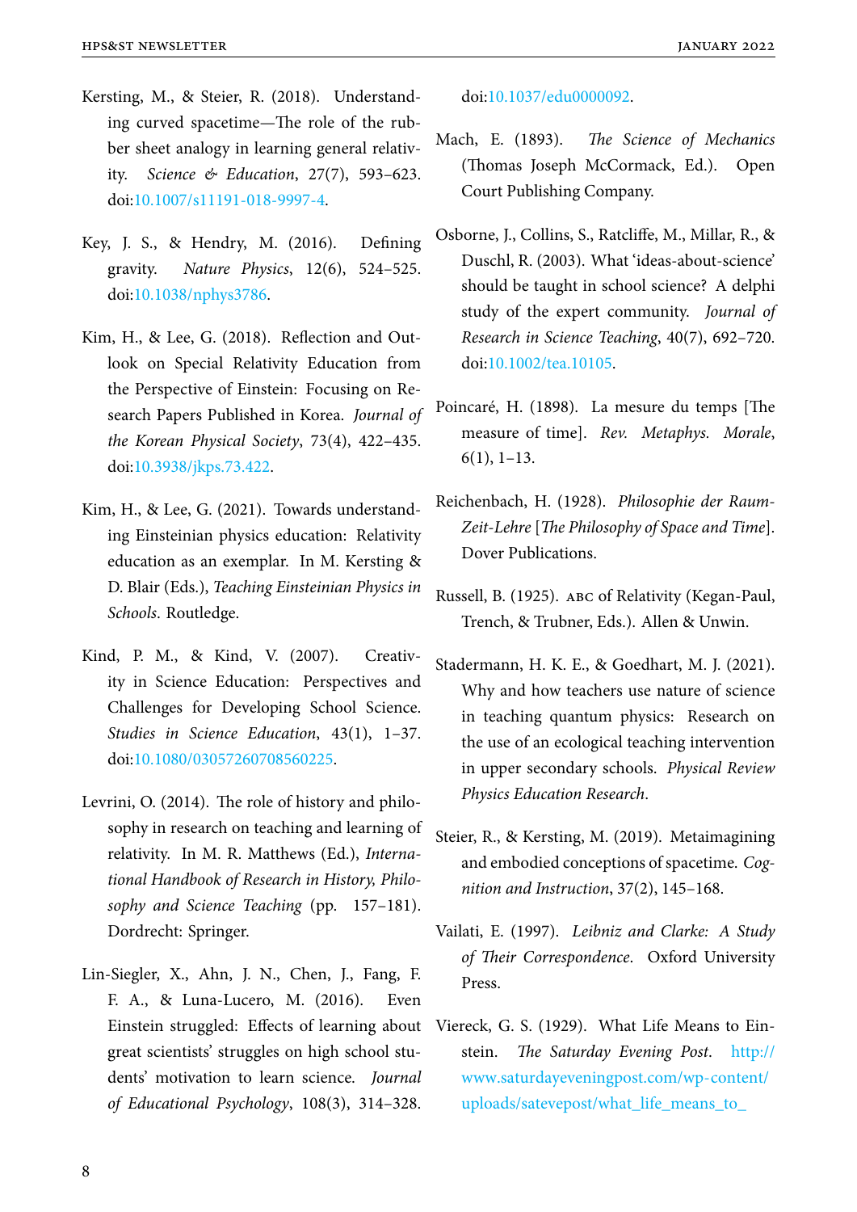Kersting, M., & Steier, R. (2018). Understanding curved spacetime—The role of the rubber sheet analogy in learning general relativity. *Science & Education*, 27(7), 593–623. doi:10.1007/s11191-018-9997-4.

Key, J. S., & Hendry, M. (2016). Defining gravity. *Nature Physics*, 12(6), 524–525. doi:10.1038/nphys3786.

Kim, H., & Lee, G. (2018). Reflection and Outlook on Special Relativity Education from the Perspective of Einstein: Focusing on Research Papers Published in Korea. *Journal of the Korean Physical Society*, 73(4), 422–435. doi:10.3938/jkps.73.422.

Kim, H., & Lee, G. (2021). Towards understanding Einsteinian physics education: Relativity education as an exemplar. In M. Kersting & D. Blair (Eds.), *Teaching Einsteinian Physics in Schools*. Routledge.

Kind, P. M., & Kind, V. (2007). Creativity in Science Education: Perspectives and Challenges for Developing School Science. *Studies in Science Education*, 43(1), 1–37. doi:10.1080/03057260708560225.

Levrini, O. (2014). The role of history and philosophy in research on teaching and learning of relativity. In M. R. Matthews (Ed.), *International Handbook of Research in History, Philosophy and Science Teaching* (pp. 157–181). Dordrecht: Springer.

Lin-Siegler, X., Ahn, J. N., Chen, J., Fang, F. F. A., & Luna-Lucero, M. (2016). Even Einstein struggled: Effects of learning about great scientists' struggles on high school students' motivation to learn science. *Journal of Educational Psychology*, 108(3), 314–328. doi:10.1037/edu0000092.

Mach, E. (1893). *The Science of Mechanics* (Thomas Joseph McCormack, Ed.). Open Court Publishing Company.

Osborne, J., Collins, S., Ratcliffe, M., Millar, R., & Duschl, R. (2003). What 'ideas-about-science' should be taught in school science? A delphi study of the expert community. *Journal of Research in Science Teaching*, 40(7), 692–720. doi:10.1002/tea.10105.

Poincaré, H. (1898). La mesure du temps [The measure of time]. *Rev. Metaphys. Morale*, 6(1), 1–13.

Reichenbach, H. (1928). *Philosophie der Raum-Zeit-Lehre* [*The Philosophy of Space and Time*]. Dover Publications.

Russell, B. (1925). ABC of Relativity (Kegan-Paul, Trench, & Trubner, Eds.). Allen & Unwin.

Stadermann, H. K. E., & Goedhart, M. J. (2021). Why and how teachers use nature of science in teaching quantum physics: Research on the use of an ecological teaching intervention in upper secondary schools. *Physical Review Physics Education Research*.

Steier, R., & Kersting, M. (2019). Metaimagining and embodied conceptions of spacetime. *Cognition and Instruction*, 37(2), 145–168.

Vailati, E. (1997). *Leibniz and Clarke: A Study of Their Correspondence*. Oxford University Press.

Viereck, G. S. (1929). What Life Means to Einstein. *The Saturday Evening Post*. http://www.saturdayeveningpost.com/wp-content/uploads/satevepost/what_life_means_to_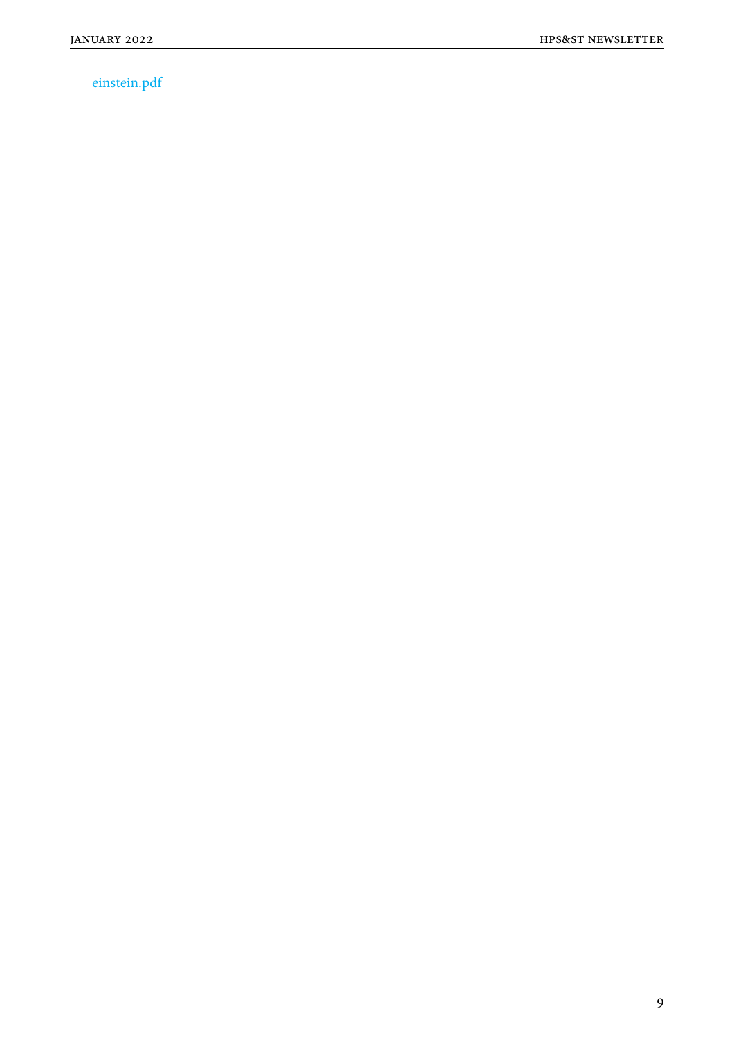einstein.pdf